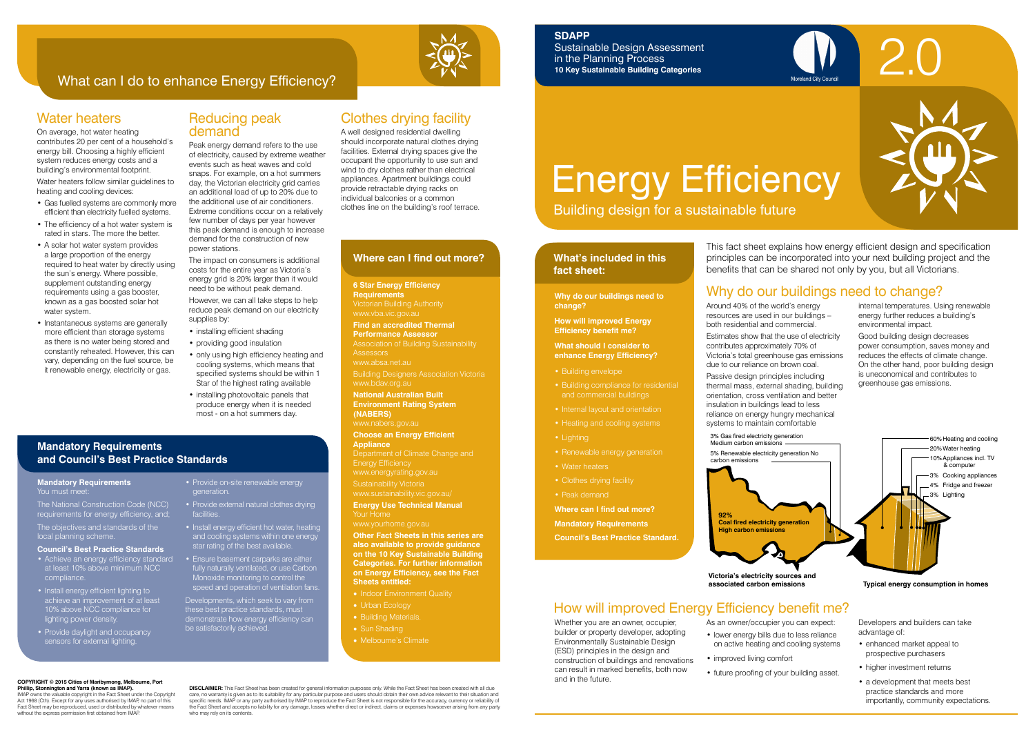# SDAPP

Sustainable Design Assessment in the Planning Process

**10 Key Sustainable Building Categories**

Moreland City Council

2.0

# Energy Efficiency

Building design for a sustainable future

## What's included in this fact sheet:

**Why do our buildings need to change?**

**How will improved Energy Efficiency benefit me?**

**What should I consider to enhance Energy Efficiency?**

- Building envelope
- Building compliance for residential and commercial buildings
- Internal layout and orientation
- Heating and cooling systems
- Lighting
- Renewable energy generation
- Water heaters
- Clothes drying facility
- Peak demand

**Where can I find out more?**

**Mandatory Requirements**

**Council's Best Practice Standard.**

This fact sheet explains how energy efficient design and specification principles can be incorporated into your next building project and the benefits that can be shared not only by you, but all Victorians.

## Why do our buildings need to change?

Around 40% of the world's energy resources are used in our buildings – both residential and commercial.

Estimates show that the use of electricity contributes approximately 70% of Victoria's total greenhouse gas emissions due to our reliance on brown coal.

Passive design principles including thermal mass, external shading, building orientation, cross ventilation and better insulation in buildings lead to less reliance on energy hungry mechanical systems to maintain comfortable internal temperatures. Using renewable energy further reduces a building's environmental impact.

Good building design decreases power consumption, saves money and reduces the effects of climate change. On the other hand, poor building design is uneconomical and contributes to greenhouse gas emissions.

3% Gas fired electricity generation Medium carbon emissions

5% Renewable electricity generation No carbon emissions

92% Coal fired electricity generation High carbon emissions

**Victoria's electricity sources and associated carbon emissions**

60% Heating and cooling

20% Water heating

10% Appliances incl. TV & computer

3% Cooking appliances

4% Fridge and freezer

3% Lighting

**Typical energy consumption in homes**

## How will improved Energy Efficiency benefit me?

Whether you are an owner, occupier, builder or property developer, adopting Environmentally Sustainable Design (ESD) principles in the design and construction of buildings and renovations can result in marked benefits, both now and in the future.

As an owner/occupier you can expect:

- lower energy bills due to less reliance on active heating and cooling systems
- improved living comfort
- future proofing of your building asset.

Developers and builders can take advantage of:

- enhanced market appeal to prospective purchasers
- higher investment returns
- a development that meets best practice standards and more importantly, community expectations.

## What can I do to enhance Energy Efficiency?

### Water heaters

On average, hot water heating contributes 20 per cent of a household's energy bill. Choosing a highly efficient system reduces energy costs and a building's environmental footprint.

Water heaters follow similar guidelines to heating and cooling devices:

- Gas fuelled systems are commonly more efficient than electricity fuelled systems.
- The efficiency of a hot water system is rated in stars. The more the better.
- A solar hot water system provides a large proportion of the energy required to heat water by directly using the sun's energy. Where possible, supplement outstanding energy requirements using a gas booster, known as a gas boosted solar hot water system.
- Instantaneous systems are generally more efficient than storage systems as there is no water being stored and constantly reheated. However, this can vary, depending on the fuel source, be it renewable energy, electricity or gas.

### Reducing peak demand

Peak energy demand refers to the use of electricity, caused by extreme weather events such as heat waves and cold snaps. For example, on a hot summers day, the Victorian electricity grid carries an additional load of up to 20% due to the additional use of air conditioners. Extreme conditions occur on a relatively few number of days per year however this peak demand is enough to increase demand for the construction of new power stations.

The impact on consumers is additional costs for the entire year as Victoria's energy grid is 20% larger than it would need to be without peak demand.

However, we can all take steps to help reduce peak demand on our electricity supplies by:

- installing efficient shading
- providing good insulation
- only using high efficiency heating and cooling systems, which means that specified systems should be within 1 Star of the highest rating available
- installing photovoltaic panels that produce energy when it is needed most - on a hot summers day.

### Clothes drying facility

A well designed residential dwelling should incorporate natural clothes drying facilities. External drying spaces give the occupant the opportunity to use sun and wind to dry clothes rather than electrical appliances. Apartment buildings could provide retractable drying racks on individual balconies or a common clothes line on the building's roof terrace.

## Where can I find out more?

**6 Star Energy Efficiency Requirements**
Victorian Building Authority
www.vba.vic.gov.au

**Find an accredited Thermal Performance Assessor**
Association of Building Sustainability Assessors
www.absa.net.au

Building Designers Association Victoria
www.bdav.org.au

**National Australian Built Environment Rating System (NABERS)**
www.nabers.gov.au

**Choose an Energy Efficient Appliance**
Department of Climate Change and Energy Efficiency
www.energyrating.gov.au

Sustainability Victoria
www.sustainability.vic.gov.au/

**Energy Use Technical Manual**
Your Home
www.yourhome.gov.au

**Other Fact Sheets in this series are also available to provide guidance on the 10 Key Sustainable Building Categories. For further information on Energy Efficiency, see the Fact Sheets entitled:**

- Indoor Environment Quality
- Urban Ecology
- Building Materials.
- Sun Shading
- Melbourne's Climate

## Mandatory Requirements and Council's Best Practice Standards

**Mandatory Requirements**
You must meet:

The National Construction Code (NCC) requirements for energy efficiency, and;

The objectives and standards of the local planning scheme.

**Council's Best Practice Standards**

- Achieve an energy efficiency standard at least 10% above minimum NCC compliance.
- Install energy efficient lighting to achieve an improvement of at least 10% above NCC compliance for lighting power density.
- Provide daylight and occupancy sensors for external lighting.
- Provide on-site renewable energy generation.
- Provide external natural clothes drying facilities.
- Install energy efficient hot water, heating and cooling systems within one energy star rating of the best available.
- Ensure basement carparks are either fully naturally ventilated, or use Carbon Monoxide monitoring to control the speed and operation of ventilation fans.

Developments, which seek to vary from these best practice standards, must demonstrate how energy efficiency can be satisfactorily achieved.

**COPYRIGHT © 2015 Cities of Maribyrnong, Melbourne, Port Phillip, Stonnington and Yarra (known as IMAP).**
IMAP owns the valuable copyright in the Fact Sheet under the Copyright Act 1968 (Cth). Except for any uses authorised by IMAP, no part of this Fact Sheet may be reproduced, used or distributed by whatever means without the express permission first obtained from IMAP.

**DISCLAIMER:** This Fact Sheet has been created for general information purposes only. While the Fact Sheet has been created with all due care, no warranty is given as to its suitability for any particular purpose and users should obtain their own advice relevant to their situation and specific needs. IMAP or any party authorised by IMAP to reproduce the Fact Sheet is not responsible for the accuracy, currency or reliability of the Fact Sheet and accepts no liability for any damage, losses whether direct or indirect, claims or expenses howsoever arising from any party who may rely on its contents.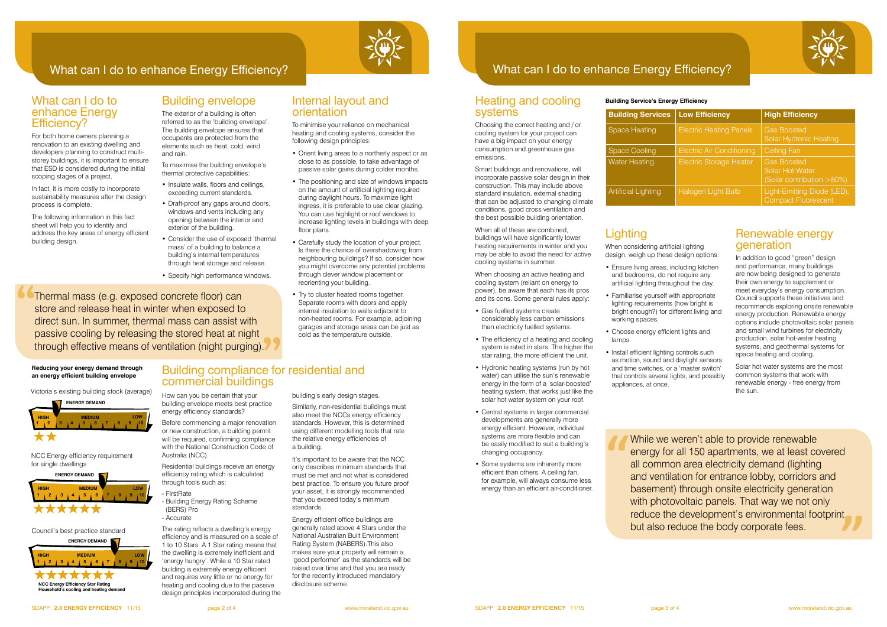# What can I do to enhance Energy Efficiency?

## What can I do to enhance Energy Efficiency?

For both home owners planning a renovation to an existing dwelling and developers planning to construct multi-storey buildings, it is important to ensure that ESD is considered during the initial scoping stages of a project.

In fact, it is more costly to incorporate sustainability measures after the design process is complete.

The following information in this fact sheet will help you to identify and address the key areas of energy efficient building design.

## Building envelope

The exterior of a building is often referred to as the 'building envelope'. The building envelope ensures that occupants are protected from the elements such as heat, cold, wind and rain.

To maximise the building envelope's thermal protective capabilities:

- Insulate walls, floors and ceilings, exceeding current standards.
- Draft-proof any gaps around doors, windows and vents including any opening between the interior and exterior of the building.
- Consider the use of exposed 'thermal mass' of a building to balance a building's internal temperatures through heat storage and release.
- Specify high performance windows.

## Internal layout and orientation

To minimise your reliance on mechanical heating and cooling systems, consider the following design principles:

- Orient living areas to a northerly aspect or as close to as possible, to take advantage of passive solar gains during colder months.
- The positioning and size of windows impacts on the amount of artificial lighting required during daylight hours. To maximize light ingress, it is preferable to use clear glazing. You can use highlight or roof windows to increase lighting levels in buildings with deep floor plans.
- Carefully study the location of your project. Is there the chance of overshadowing from neighbouring buildings? If so, consider how you might overcome any potential problems through clever window placement or reorienting your building.
- Try to cluster heated rooms together. Separate rooms with doors and apply internal insulation to walls adjacent to non-heated rooms. For example, adjoining garages and storage areas can be just as cold as the temperature outside.

> "Thermal mass (e.g. exposed concrete floor) can store and release heat in winter when exposed to direct sun. In summer, thermal mass can assist with passive cooling by releasing the stored heat at night through effective means of ventilation (night purging)."

**Reducing your energy demand through an energy efficient building envelope**

Victoria's existing building stock (average)

ENERGY DEMAND
HIGH MEDIUM LOW
1 2 3 4 5 6 7 8 9 10
★★

NCC Energy efficiency requirement for single dwellings

ENERGY DEMAND
HIGH MEDIUM LOW
1 2 3 4 5 6 7 8 9 10
★★★★★★

Council's best practice standard

ENERGY DEMAND
HIGH MEDIUM LOW
1 2 3 4 5 6 7 8 9 10
★★★★★★★

**NCC Energy Efficiency Star Rating Household's cooling and heating demand**

## Building compliance for residential and commercial buildings

How can you be certain that your building envelope meets best practice energy efficiency standards?

Before commencing a major renovation or new construction, a building permit will be required, confirming compliance with the National Construction Code of Australia (NCC).

Residential buildings receive an energy efficiency rating which is calculated through tools such as:

- FirstRate
- Building Energy Rating Scheme (BERS) Pro
- Accurate

The rating reflects a dwelling's energy efficiency and is measured on a scale of 1 to 10 Stars. A 1 Star rating means that the dwelling is extremely inefficient and 'energy hungry'. While a 10 Star rated building is extremely energy efficient and requires very little or no energy for heating and cooling due to the passive design principles incorporated during the building's early design stages.

Similarly, non-residential buildings must also meet the NCCs energy efficiency standards. However, this is determined using different modelling tools that rate the relative energy efficiencies of a building.

It's important to be aware that the NCC only describes minimum standards that must be met and not what is considered best practice. To ensure you future proof your asset, it is strongly recommended that you exceed today's minimum standards.

Energy efficient office buildings are generally rated above 4 Stars under the National Australian Built Environment Rating System (NABERS).This also makes sure your property will remain a 'good performer' as the standards will be raised over time and that you are ready for the recently introduced mandatory disclosure scheme.

# What can I do to enhance Energy Efficiency?

## Heating and cooling systems

Choosing the correct heating and / or cooling system for your project can have a big impact on your energy consumption and greenhouse gas emissions.

Smart buildings and renovations, will incorporate passive solar design in their construction. This may include above standard insulation, external shading that can be adjusted to changing climate conditions, good cross ventilation and the best possible building orientation.

When all of these are combined, buildings will have significantly lower heating requirements in winter and you may be able to avoid the need for active cooling systems in summer.

When choosing an active heating and cooling system (reliant on energy to power), be aware that each has its pros and its cons. Some general rules apply:

- Gas fuelled systems create considerably less carbon emissions than electricity fuelled systems.
- The efficiency of a heating and cooling system is rated in stars. The higher the star rating, the more efficient the unit.
- Hydronic heating systems (run by hot water) can utilise the sun's renewable energy in the form of a 'solar-boosted' heating system, that works just like the solar hot water system on your roof.
- Central systems in larger commercial developments are generally more energy efficient. However, individual systems are more flexible and can be easily modified to suit a building's changing occupancy.
- Some systems are inherently more efficient than others. A ceiling fan, for example, will always consume less energy than an efficient air-conditioner.

**Building Service's Energy Efficiency**

| Building Services | Low Efficiency | High Efficiency |
|---|---|---|
| Space Heating | Electric Heating Panels | Gas Boosted Solar Hydronic Heating |
| Space Cooling | Electric Air Conditioning | Ceiling Fan |
| Water Heating | Electric Storage Heater | Gas Boosted Solar Hot Water (Solar contribution >80%) |
| Artificial Lighting | Halogen Light Bulb | Light-Emitting Diode (LED), Compact Fluorescent |

## Lighting

When considering artificial lighting design, weigh up these design options:

- Ensure living areas, including kitchen and bedrooms, do not require any artificial lighting throughout the day.
- Familiarise yourself with appropriate lighting requirements (how bright is bright enough?) for different living and working spaces.
- Choose energy efficient lights and lamps.
- Install efficient lighting controls such as motion, sound and daylight sensors and time switches, or a 'master switch' that controls several lights, and possibly appliances, at once.

## Renewable energy generation

In addition to good "green" design and performance, many buildings are now being designed to generate their own energy to supplement or meet everyday's energy consumption. Council supports these initiatives and recommends exploring onsite renewable energy production. Renewable energy options include photovoltaic solar panels and small wind turbines for electricity production, solar hot-water heating systems, and geothermal systems for space heating and cooling.

Solar hot water systems are the most common systems that work with renewable energy - free energy from the sun.

> "While we weren't able to provide renewable energy for all 150 apartments, we at least covered all common area electricity demand (lighting and ventilation for entrance lobby, corridors and basement) through onsite electricity generation with photovoltaic panels. That way we not only reduce the development's environmental footprint but also reduce the body corporate fees."